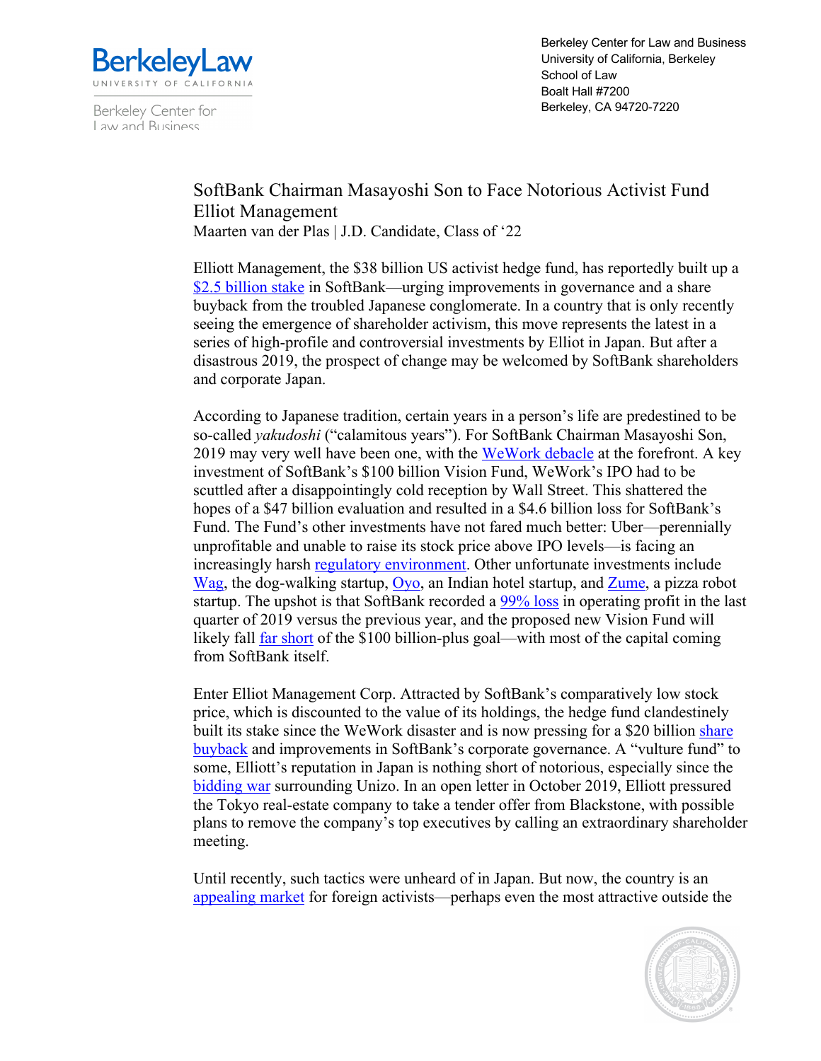Berkeley Center for Law and Business
University of California, Berkeley
School of Law
Boalt Hall #7200
Berkeley, CA 94720-7220

# SoftBank Chairman Masayoshi Son to Face Notorious Activist Fund Elliot Management

Maarten van der Plas | J.D. Candidate, Class of '22

Elliott Management, the $38 billion US activist hedge fund, has reportedly built up a $2.5 billion stake in SoftBank—urging improvements in governance and a share buyback from the troubled Japanese conglomerate. In a country that is only recently seeing the emergence of shareholder activism, this move represents the latest in a series of high-profile and controversial investments by Elliot in Japan. But after a disastrous 2019, the prospect of change may be welcomed by SoftBank shareholders and corporate Japan.

According to Japanese tradition, certain years in a person's life are predestined to be so-called *yakudoshi* ("calamitous years"). For SoftBank Chairman Masayoshi Son, 2019 may very well have been one, with the WeWork debacle at the forefront. A key investment of SoftBank's $100 billion Vision Fund, WeWork's IPO had to be scuttled after a disappointingly cold reception by Wall Street. This shattered the hopes of a $47 billion evaluation and resulted in a $4.6 billion loss for SoftBank's Fund. The Fund's other investments have not fared much better: Uber—perennially unprofitable and unable to raise its stock price above IPO levels—is facing an increasingly harsh regulatory environment. Other unfortunate investments include Wag, the dog-walking startup, Oyo, an Indian hotel startup, and Zume, a pizza robot startup. The upshot is that SoftBank recorded a 99% loss in operating profit in the last quarter of 2019 versus the previous year, and the proposed new Vision Fund will likely fall far short of the $100 billion-plus goal—with most of the capital coming from SoftBank itself.

Enter Elliot Management Corp. Attracted by SoftBank's comparatively low stock price, which is discounted to the value of its holdings, the hedge fund clandestinely built its stake since the WeWork disaster and is now pressing for a $20 billion share buyback and improvements in SoftBank's corporate governance. A "vulture fund" to some, Elliott's reputation in Japan is nothing short of notorious, especially since the bidding war surrounding Unizo. In an open letter in October 2019, Elliott pressured the Tokyo real-estate company to take a tender offer from Blackstone, with possible plans to remove the company's top executives by calling an extraordinary shareholder meeting.

Until recently, such tactics were unheard of in Japan. But now, the country is an appealing market for foreign activists—perhaps even the most attractive outside the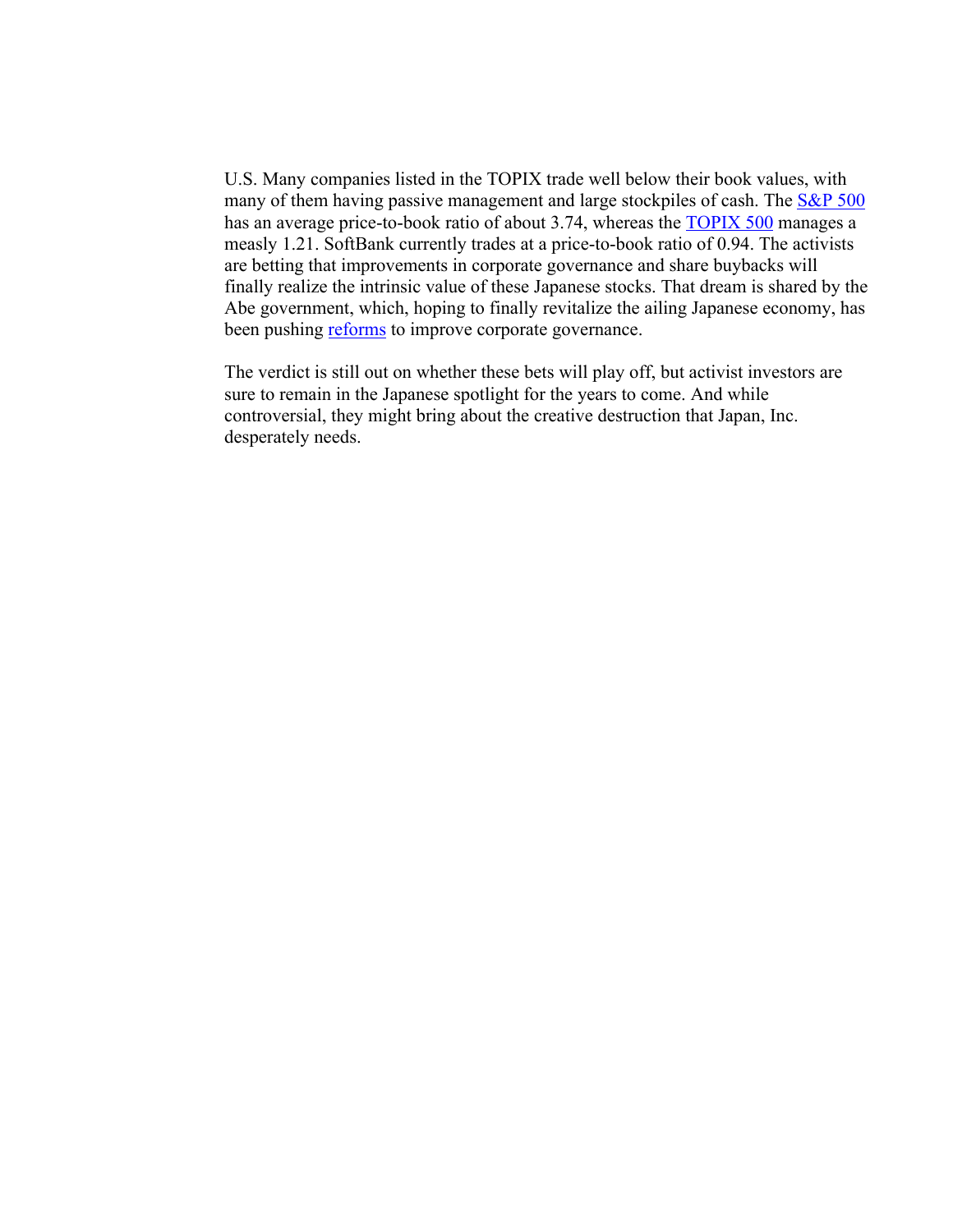U.S. Many companies listed in the TOPIX trade well below their book values, with many of them having passive management and large stockpiles of cash. The S&P 500 has an average price-to-book ratio of about 3.74, whereas the TOPIX 500 manages a measly 1.21. SoftBank currently trades at a price-to-book ratio of 0.94. The activists are betting that improvements in corporate governance and share buybacks will finally realize the intrinsic value of these Japanese stocks. That dream is shared by the Abe government, which, hoping to finally revitalize the ailing Japanese economy, has been pushing reforms to improve corporate governance.

The verdict is still out on whether these bets will play off, but activist investors are sure to remain in the Japanese spotlight for the years to come. And while controversial, they might bring about the creative destruction that Japan, Inc. desperately needs.